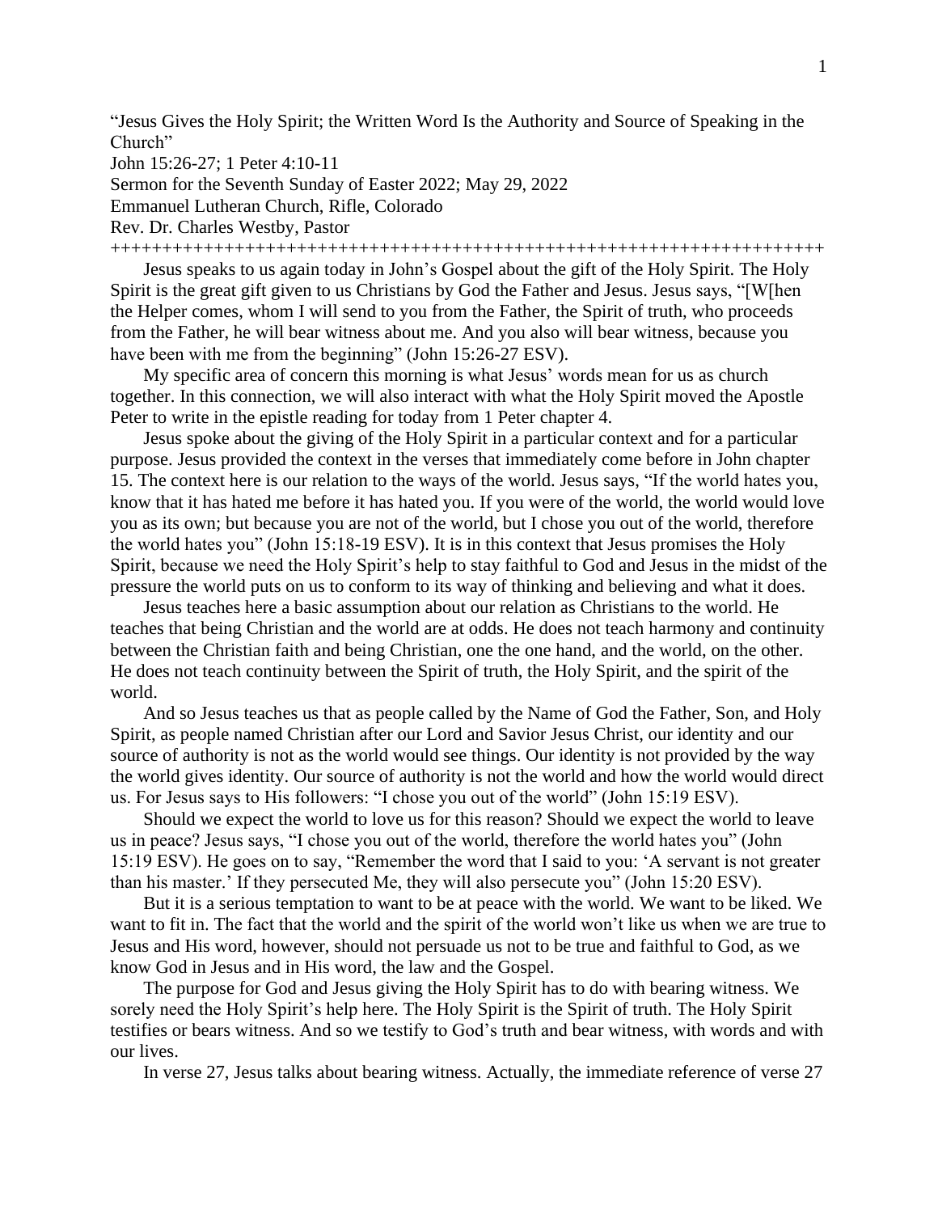"Jesus Gives the Holy Spirit; the Written Word Is the Authority and Source of Speaking in the Church"

John 15:26-27; 1 Peter 4:10-11

Sermon for the Seventh Sunday of Easter 2022; May 29, 2022

Emmanuel Lutheran Church, Rifle, Colorado

Rev. Dr. Charles Westby, Pastor

++++++++++++++++++++++++++++++++++++++++++++++++++++++++++++++++++++++++

Jesus speaks to us again today in John's Gospel about the gift of the Holy Spirit. The Holy Spirit is the great gift given to us Christians by God the Father and Jesus. Jesus says, "[W[hen the Helper comes, whom I will send to you from the Father, the Spirit of truth, who proceeds from the Father, he will bear witness about me. And you also will bear witness, because you have been with me from the beginning" (John 15:26-27 ESV).

My specific area of concern this morning is what Jesus' words mean for us as church together. In this connection, we will also interact with what the Holy Spirit moved the Apostle Peter to write in the epistle reading for today from 1 Peter chapter 4.

Jesus spoke about the giving of the Holy Spirit in a particular context and for a particular purpose. Jesus provided the context in the verses that immediately come before in John chapter 15. The context here is our relation to the ways of the world. Jesus says, "If the world hates you, know that it has hated me before it has hated you. If you were of the world, the world would love you as its own; but because you are not of the world, but I chose you out of the world, therefore the world hates you" (John 15:18-19 ESV). It is in this context that Jesus promises the Holy Spirit, because we need the Holy Spirit's help to stay faithful to God and Jesus in the midst of the pressure the world puts on us to conform to its way of thinking and believing and what it does.

Jesus teaches here a basic assumption about our relation as Christians to the world. He teaches that being Christian and the world are at odds. He does not teach harmony and continuity between the Christian faith and being Christian, one the one hand, and the world, on the other. He does not teach continuity between the Spirit of truth, the Holy Spirit, and the spirit of the world.

And so Jesus teaches us that as people called by the Name of God the Father, Son, and Holy Spirit, as people named Christian after our Lord and Savior Jesus Christ, our identity and our source of authority is not as the world would see things. Our identity is not provided by the way the world gives identity. Our source of authority is not the world and how the world would direct us. For Jesus says to His followers: "I chose you out of the world" (John 15:19 ESV).

Should we expect the world to love us for this reason? Should we expect the world to leave us in peace? Jesus says, "I chose you out of the world, therefore the world hates you" (John 15:19 ESV). He goes on to say, "Remember the word that I said to you: 'A servant is not greater than his master.' If they persecuted Me, they will also persecute you" (John 15:20 ESV).

But it is a serious temptation to want to be at peace with the world. We want to be liked. We want to fit in. The fact that the world and the spirit of the world won't like us when we are true to Jesus and His word, however, should not persuade us not to be true and faithful to God, as we know God in Jesus and in His word, the law and the Gospel.

The purpose for God and Jesus giving the Holy Spirit has to do with bearing witness. We sorely need the Holy Spirit's help here. The Holy Spirit is the Spirit of truth. The Holy Spirit testifies or bears witness. And so we testify to God's truth and bear witness, with words and with our lives.

In verse 27, Jesus talks about bearing witness. Actually, the immediate reference of verse 27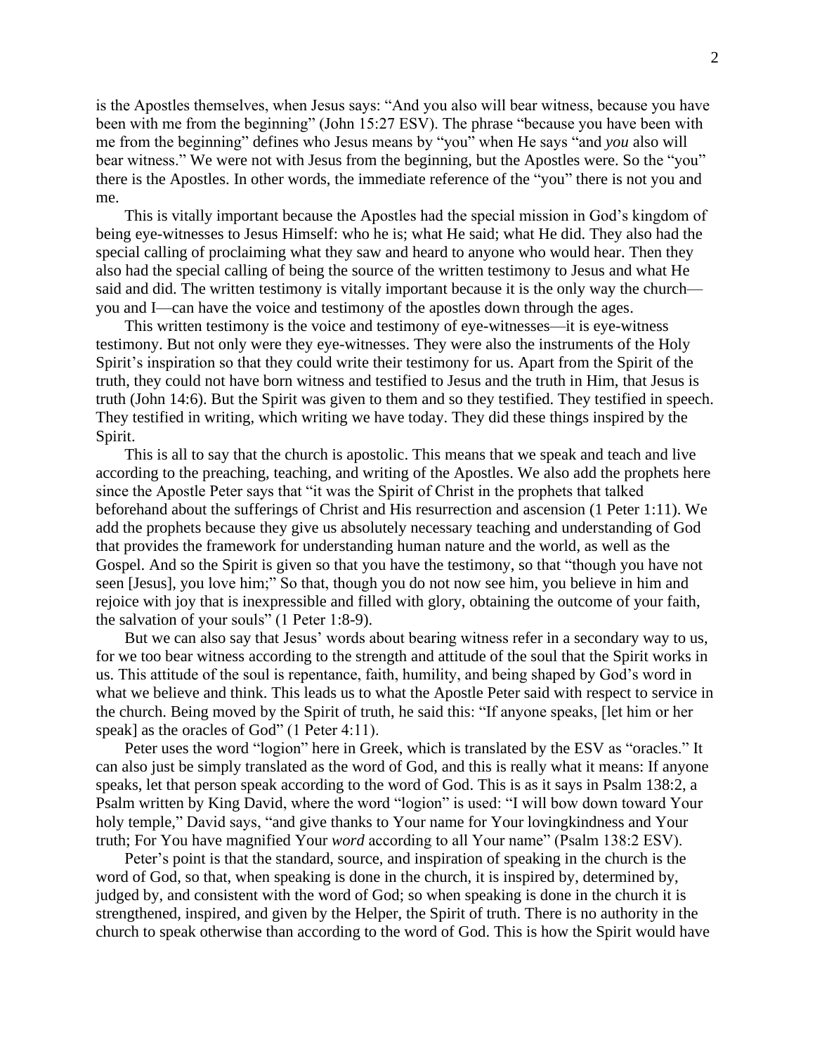is the Apostles themselves, when Jesus says: “And you also will bear witness, because you have been with me from the beginning” (John 15:27 ESV). The phrase “because you have been with me from the beginning” defines who Jesus means by “you” when He says “and *you* also will bear witness.” We were not with Jesus from the beginning, but the Apostles were. So the “you” there is the Apostles. In other words, the immediate reference of the “you” there is not you and me.

This is vitally important because the Apostles had the special mission in God’s kingdom of being eye-witnesses to Jesus Himself: who he is; what He said; what He did. They also had the special calling of proclaiming what they saw and heard to anyone who would hear. Then they also had the special calling of being the source of the written testimony to Jesus and what He said and did. The written testimony is vitally important because it is the only way the church—you and I—can have the voice and testimony of the apostles down through the ages.

This written testimony is the voice and testimony of eye-witnesses—it is eye-witness testimony. But not only were they eye-witnesses. They were also the instruments of the Holy Spirit’s inspiration so that they could write their testimony for us. Apart from the Spirit of the truth, they could not have born witness and testified to Jesus and the truth in Him, that Jesus is truth (John 14:6). But the Spirit was given to them and so they testified. They testified in speech. They testified in writing, which writing we have today. They did these things inspired by the Spirit.

This is all to say that the church is apostolic. This means that we speak and teach and live according to the preaching, teaching, and writing of the Apostles. We also add the prophets here since the Apostle Peter says that “it was the Spirit of Christ in the prophets that talked beforehand about the sufferings of Christ and His resurrection and ascension (1 Peter 1:11). We add the prophets because they give us absolutely necessary teaching and understanding of God that provides the framework for understanding human nature and the world, as well as the Gospel. And so the Spirit is given so that you have the testimony, so that “though you have not seen [Jesus], you love him;” So that, though you do not now see him, you believe in him and rejoice with joy that is inexpressible and filled with glory, obtaining the outcome of your faith, the salvation of your souls” (1 Peter 1:8-9).

But we can also say that Jesus’ words about bearing witness refer in a secondary way to us, for we too bear witness according to the strength and attitude of the soul that the Spirit works in us. This attitude of the soul is repentance, faith, humility, and being shaped by God’s word in what we believe and think. This leads us to what the Apostle Peter said with respect to service in the church. Being moved by the Spirit of truth, he said this: “If anyone speaks, [let him or her speak] as the oracles of God” (1 Peter 4:11).

Peter uses the word “logion” here in Greek, which is translated by the ESV as “oracles.” It can also just be simply translated as the word of God, and this is really what it means: If anyone speaks, let that person speak according to the word of God. This is as it says in Psalm 138:2, a Psalm written by King David, where the word “logion” is used: “I will bow down toward Your holy temple,” David says, “and give thanks to Your name for Your lovingkindness and Your truth; For You have magnified Your *word* according to all Your name” (Psalm 138:2 ESV).

Peter’s point is that the standard, source, and inspiration of speaking in the church is the word of God, so that, when speaking is done in the church, it is inspired by, determined by, judged by, and consistent with the word of God; so when speaking is done in the church it is strengthened, inspired, and given by the Helper, the Spirit of truth. There is no authority in the church to speak otherwise than according to the word of God. This is how the Spirit would have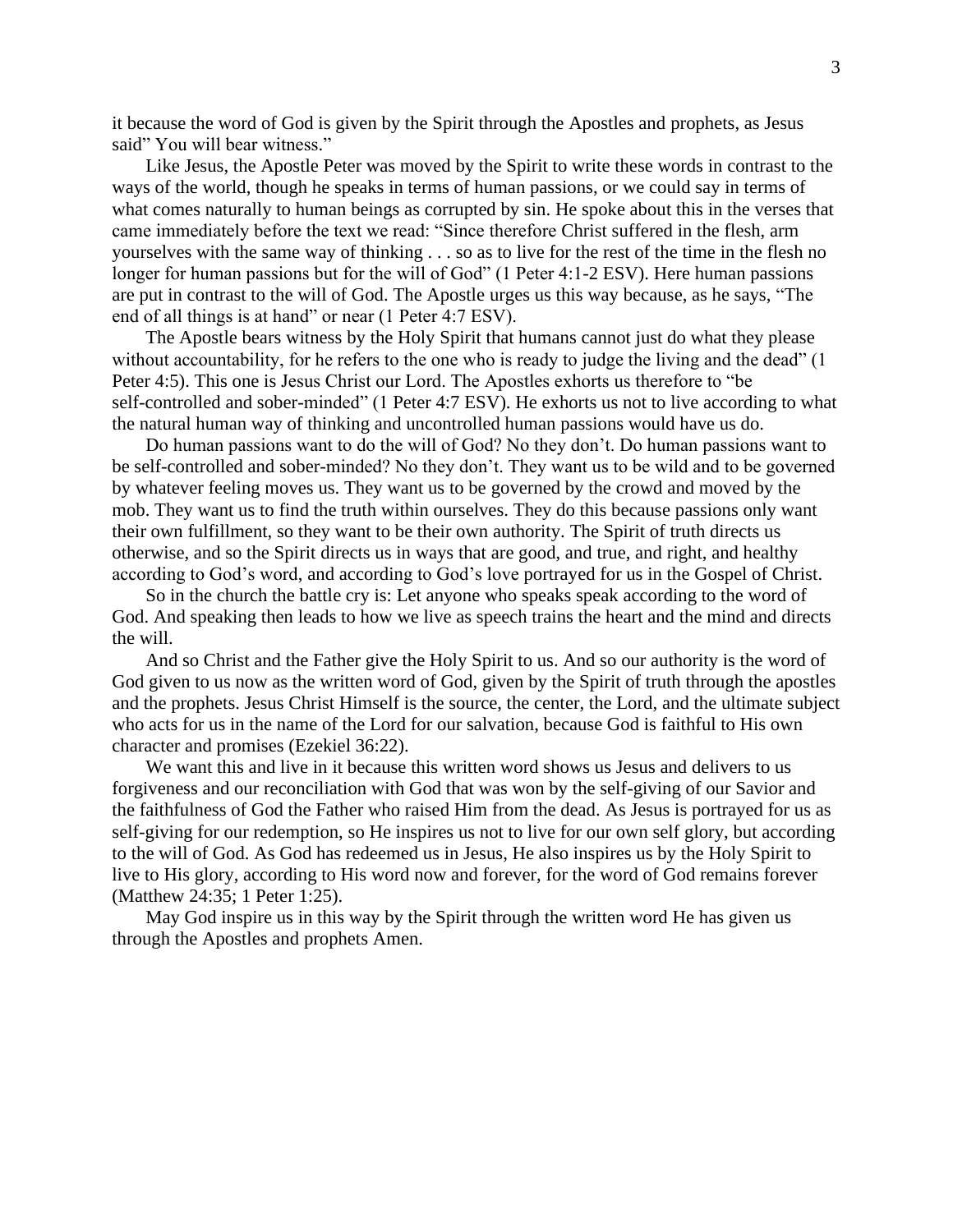it because the word of God is given by the Spirit through the Apostles and prophets, as Jesus said" You will bear witness."

Like Jesus, the Apostle Peter was moved by the Spirit to write these words in contrast to the ways of the world, though he speaks in terms of human passions, or we could say in terms of what comes naturally to human beings as corrupted by sin. He spoke about this in the verses that came immediately before the text we read: "Since therefore Christ suffered in the flesh, arm yourselves with the same way of thinking . . . so as to live for the rest of the time in the flesh no longer for human passions but for the will of God" (1 Peter 4:1-2 ESV). Here human passions are put in contrast to the will of God. The Apostle urges us this way because, as he says, "The end of all things is at hand" or near (1 Peter 4:7 ESV).

The Apostle bears witness by the Holy Spirit that humans cannot just do what they please without accountability, for he refers to the one who is ready to judge the living and the dead" (1 Peter 4:5). This one is Jesus Christ our Lord. The Apostles exhorts us therefore to "be self-controlled and sober-minded" (1 Peter 4:7 ESV). He exhorts us not to live according to what the natural human way of thinking and uncontrolled human passions would have us do.

Do human passions want to do the will of God? No they don't. Do human passions want to be self-controlled and sober-minded? No they don't. They want us to be wild and to be governed by whatever feeling moves us. They want us to be governed by the crowd and moved by the mob. They want us to find the truth within ourselves. They do this because passions only want their own fulfillment, so they want to be their own authority. The Spirit of truth directs us otherwise, and so the Spirit directs us in ways that are good, and true, and right, and healthy according to God's word, and according to God's love portrayed for us in the Gospel of Christ.

So in the church the battle cry is: Let anyone who speaks speak according to the word of God. And speaking then leads to how we live as speech trains the heart and the mind and directs the will.

And so Christ and the Father give the Holy Spirit to us. And so our authority is the word of God given to us now as the written word of God, given by the Spirit of truth through the apostles and the prophets. Jesus Christ Himself is the source, the center, the Lord, and the ultimate subject who acts for us in the name of the Lord for our salvation, because God is faithful to His own character and promises (Ezekiel 36:22).

We want this and live in it because this written word shows us Jesus and delivers to us forgiveness and our reconciliation with God that was won by the self-giving of our Savior and the faithfulness of God the Father who raised Him from the dead. As Jesus is portrayed for us as self-giving for our redemption, so He inspires us not to live for our own self glory, but according to the will of God. As God has redeemed us in Jesus, He also inspires us by the Holy Spirit to live to His glory, according to His word now and forever, for the word of God remains forever (Matthew 24:35; 1 Peter 1:25).

May God inspire us in this way by the Spirit through the written word He has given us through the Apostles and prophets Amen.